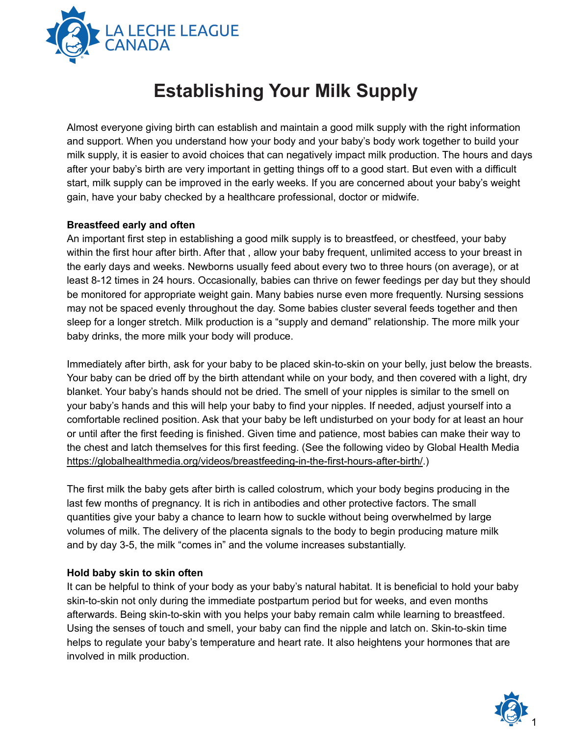LA LECHE LEAGUE CANADA

# Establishing Your Milk Supply

Almost everyone giving birth can establish and maintain a good milk supply with the right information and support. When you understand how your body and your baby's body work together to build your milk supply, it is easier to avoid choices that can negatively impact milk production. The hours and days after your baby's birth are very important in getting things off to a good start. But even with a difficult start, milk supply can be improved in the early weeks. If you are concerned about your baby's weight gain, have your baby checked by a healthcare professional, doctor or midwife.

**Breastfeed early and often**

An important first step in establishing a good milk supply is to breastfeed, or chestfeed, your baby within the first hour after birth. After that , allow your baby frequent, unlimited access to your breast in the early days and weeks. Newborns usually feed about every two to three hours (on average), or at least 8-12 times in 24 hours. Occasionally, babies can thrive on fewer feedings per day but they should be monitored for appropriate weight gain. Many babies nurse even more frequently. Nursing sessions may not be spaced evenly throughout the day. Some babies cluster several feeds together and then sleep for a longer stretch. Milk production is a "supply and demand" relationship. The more milk your baby drinks, the more milk your body will produce.

Immediately after birth, ask for your baby to be placed skin-to-skin on your belly, just below the breasts. Your baby can be dried off by the birth attendant while on your body, and then covered with a light, dry blanket. Your baby's hands should not be dried. The smell of your nipples is similar to the smell on your baby's hands and this will help your baby to find your nipples. If needed, adjust yourself into a comfortable reclined position. Ask that your baby be left undisturbed on your body for at least an hour or until after the first feeding is finished. Given time and patience, most babies can make their way to the chest and latch themselves for this first feeding. (See the following video by Global Health Media https://globalhealthmedia.org/videos/breastfeeding-in-the-first-hours-after-birth/.)

The first milk the baby gets after birth is called colostrum, which your body begins producing in the last few months of pregnancy. It is rich in antibodies and other protective factors. The small quantities give your baby a chance to learn how to suckle without being overwhelmed by large volumes of milk. The delivery of the placenta signals to the body to begin producing mature milk and by day 3-5, the milk "comes in" and the volume increases substantially.

**Hold baby skin to skin often**

It can be helpful to think of your body as your baby's natural habitat. It is beneficial to hold your baby skin-to-skin not only during the immediate postpartum period but for weeks, and even months afterwards. Being skin-to-skin with you helps your baby remain calm while learning to breastfeed. Using the senses of touch and smell, your baby can find the nipple and latch on. Skin-to-skin time helps to regulate your baby's temperature and heart rate. It also heightens your hormones that are involved in milk production.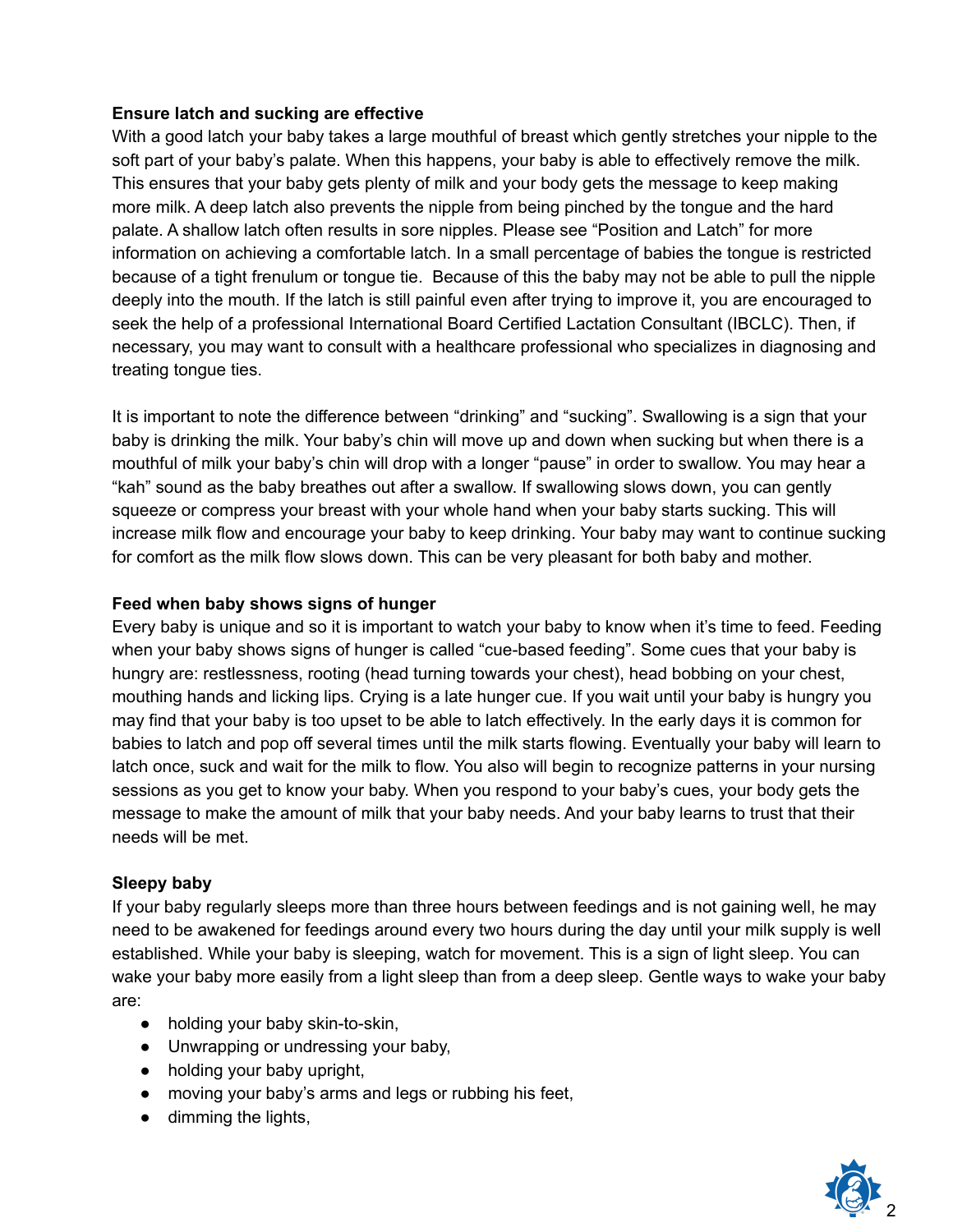**Ensure latch and sucking are effective**

With a good latch your baby takes a large mouthful of breast which gently stretches your nipple to the soft part of your baby's palate. When this happens, your baby is able to effectively remove the milk. This ensures that your baby gets plenty of milk and your body gets the message to keep making more milk. A deep latch also prevents the nipple from being pinched by the tongue and the hard palate. A shallow latch often results in sore nipples. Please see "Position and Latch" for more information on achieving a comfortable latch. In a small percentage of babies the tongue is restricted because of a tight frenulum or tongue tie. Because of this the baby may not be able to pull the nipple deeply into the mouth. If the latch is still painful even after trying to improve it, you are encouraged to seek the help of a professional International Board Certified Lactation Consultant (IBCLC). Then, if necessary, you may want to consult with a healthcare professional who specializes in diagnosing and treating tongue ties.

It is important to note the difference between "drinking" and "sucking". Swallowing is a sign that your baby is drinking the milk. Your baby's chin will move up and down when sucking but when there is a mouthful of milk your baby's chin will drop with a longer "pause" in order to swallow. You may hear a "kah" sound as the baby breathes out after a swallow. If swallowing slows down, you can gently squeeze or compress your breast with your whole hand when your baby starts sucking. This will increase milk flow and encourage your baby to keep drinking. Your baby may want to continue sucking for comfort as the milk flow slows down. This can be very pleasant for both baby and mother.

**Feed when baby shows signs of hunger**

Every baby is unique and so it is important to watch your baby to know when it's time to feed. Feeding when your baby shows signs of hunger is called "cue-based feeding". Some cues that your baby is hungry are: restlessness, rooting (head turning towards your chest), head bobbing on your chest, mouthing hands and licking lips. Crying is a late hunger cue. If you wait until your baby is hungry you may find that your baby is too upset to be able to latch effectively. In the early days it is common for babies to latch and pop off several times until the milk starts flowing. Eventually your baby will learn to latch once, suck and wait for the milk to flow. You also will begin to recognize patterns in your nursing sessions as you get to know your baby. When you respond to your baby's cues, your body gets the message to make the amount of milk that your baby needs. And your baby learns to trust that their needs will be met.

**Sleepy baby**

If your baby regularly sleeps more than three hours between feedings and is not gaining well, he may need to be awakened for feedings around every two hours during the day until your milk supply is well established. While your baby is sleeping, watch for movement. This is a sign of light sleep. You can wake your baby more easily from a light sleep than from a deep sleep. Gentle ways to wake your baby are:

- holding your baby skin-to-skin,
- Unwrapping or undressing your baby,
- holding your baby upright,
- moving your baby's arms and legs or rubbing his feet,
- dimming the lights,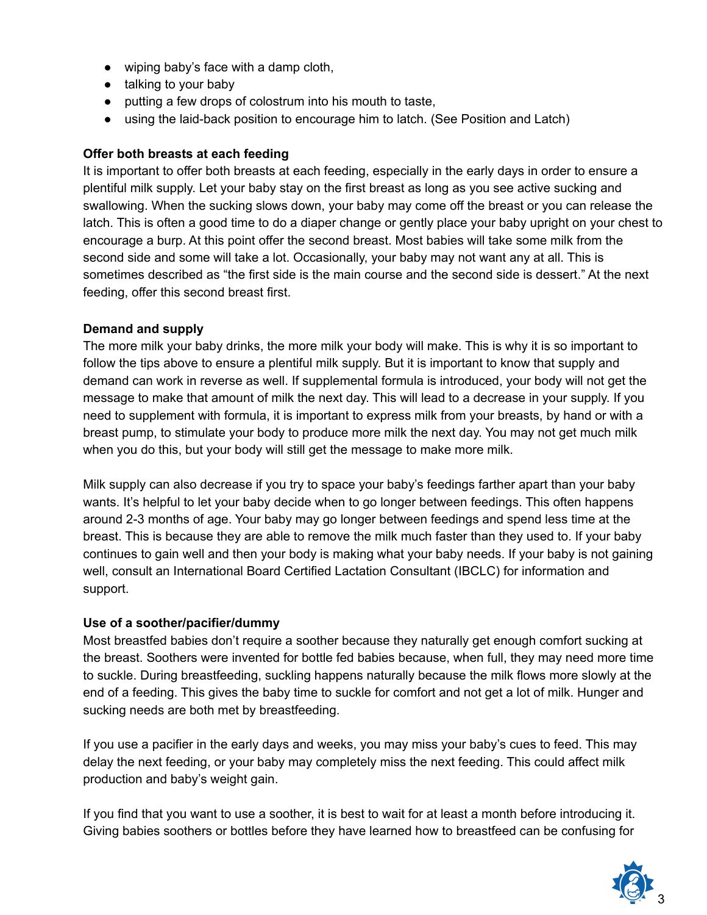- wiping baby's face with a damp cloth,
- talking to your baby
- putting a few drops of colostrum into his mouth to taste,
- using the laid-back position to encourage him to latch. (See Position and Latch)

**Offer both breasts at each feeding**

It is important to offer both breasts at each feeding, especially in the early days in order to ensure a plentiful milk supply. Let your baby stay on the first breast as long as you see active sucking and swallowing. When the sucking slows down, your baby may come off the breast or you can release the latch. This is often a good time to do a diaper change or gently place your baby upright on your chest to encourage a burp. At this point offer the second breast. Most babies will take some milk from the second side and some will take a lot. Occasionally, your baby may not want any at all. This is sometimes described as "the first side is the main course and the second side is dessert." At the next feeding, offer this second breast first.

**Demand and supply**

The more milk your baby drinks, the more milk your body will make. This is why it is so important to follow the tips above to ensure a plentiful milk supply. But it is important to know that supply and demand can work in reverse as well. If supplemental formula is introduced, your body will not get the message to make that amount of milk the next day. This will lead to a decrease in your supply. If you need to supplement with formula, it is important to express milk from your breasts, by hand or with a breast pump, to stimulate your body to produce more milk the next day. You may not get much milk when you do this, but your body will still get the message to make more milk.

Milk supply can also decrease if you try to space your baby's feedings farther apart than your baby wants. It's helpful to let your baby decide when to go longer between feedings. This often happens around 2-3 months of age. Your baby may go longer between feedings and spend less time at the breast. This is because they are able to remove the milk much faster than they used to. If your baby continues to gain well and then your body is making what your baby needs. If your baby is not gaining well, consult an International Board Certified Lactation Consultant (IBCLC) for information and support.

**Use of a soother/pacifier/dummy**

Most breastfed babies don't require a soother because they naturally get enough comfort sucking at the breast. Soothers were invented for bottle fed babies because, when full, they may need more time to suckle. During breastfeeding, suckling happens naturally because the milk flows more slowly at the end of a feeding. This gives the baby time to suckle for comfort and not get a lot of milk. Hunger and sucking needs are both met by breastfeeding.

If you use a pacifier in the early days and weeks, you may miss your baby's cues to feed. This may delay the next feeding, or your baby may completely miss the next feeding. This could affect milk production and baby's weight gain.

If you find that you want to use a soother, it is best to wait for at least a month before introducing it. Giving babies soothers or bottles before they have learned how to breastfeed can be confusing for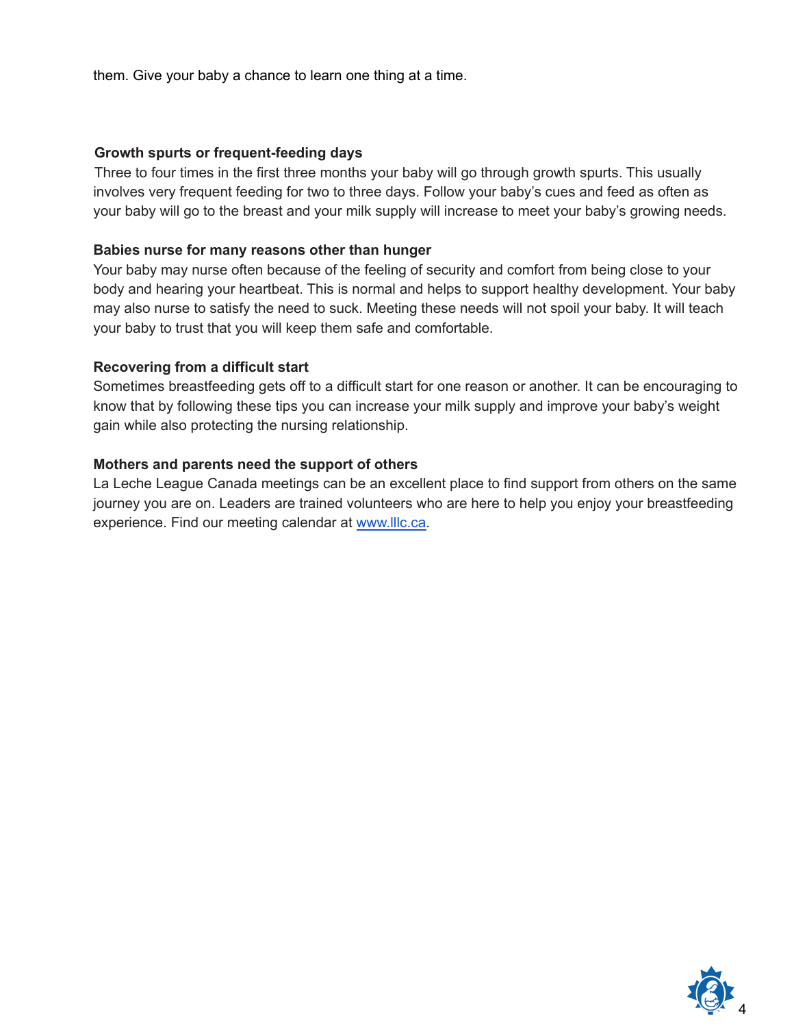them. Give your baby a chance to learn one thing at a time.

**Growth spurts or frequent-feeding days**

Three to four times in the first three months your baby will go through growth spurts. This usually involves very frequent feeding for two to three days. Follow your baby's cues and feed as often as your baby will go to the breast and your milk supply will increase to meet your baby's growing needs.

**Babies nurse for many reasons other than hunger**

Your baby may nurse often because of the feeling of security and comfort from being close to your body and hearing your heartbeat. This is normal and helps to support healthy development. Your baby may also nurse to satisfy the need to suck. Meeting these needs will not spoil your baby. It will teach your baby to trust that you will keep them safe and comfortable.

**Recovering from a difficult start**

Sometimes breastfeeding gets off to a difficult start for one reason or another. It can be encouraging to know that by following these tips you can increase your milk supply and improve your baby's weight gain while also protecting the nursing relationship.

**Mothers and parents need the support of others**

La Leche League Canada meetings can be an excellent place to find support from others on the same journey you are on. Leaders are trained volunteers who are here to help you enjoy your breastfeeding experience. Find our meeting calendar at [www.lllc.ca](http://www.lllc.ca).